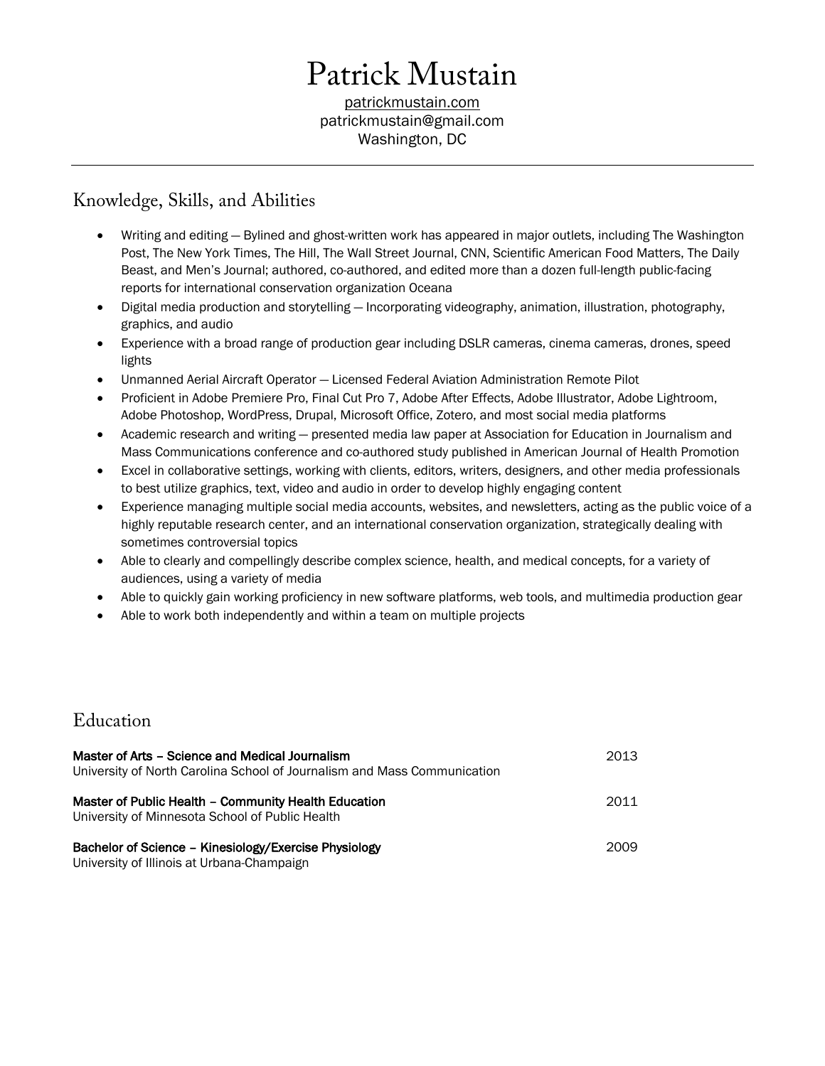# Patrick Mustain

patrickmustain.com
patrickmustain@gmail.com
Washington, DC

---

## Knowledge, Skills, and Abilities

- Writing and editing — Bylined and ghost-written work has appeared in major outlets, including The Washington Post, The New York Times, The Hill, The Wall Street Journal, CNN, Scientific American Food Matters, The Daily Beast, and Men's Journal; authored, co-authored, and edited more than a dozen full-length public-facing reports for international conservation organization Oceana
- Digital media production and storytelling — Incorporating videography, animation, illustration, photography, graphics, and audio
- Experience with a broad range of production gear including DSLR cameras, cinema cameras, drones, speed lights
- Unmanned Aerial Aircraft Operator — Licensed Federal Aviation Administration Remote Pilot
- Proficient in Adobe Premiere Pro, Final Cut Pro 7, Adobe After Effects, Adobe Illustrator, Adobe Lightroom, Adobe Photoshop, WordPress, Drupal, Microsoft Office, Zotero, and most social media platforms
- Academic research and writing — presented media law paper at Association for Education in Journalism and Mass Communications conference and co-authored study published in American Journal of Health Promotion
- Excel in collaborative settings, working with clients, editors, writers, designers, and other media professionals to best utilize graphics, text, video and audio in order to develop highly engaging content
- Experience managing multiple social media accounts, websites, and newsletters, acting as the public voice of a highly reputable research center, and an international conservation organization, strategically dealing with sometimes controversial topics
- Able to clearly and compellingly describe complex science, health, and medical concepts, for a variety of audiences, using a variety of media
- Able to quickly gain working proficiency in new software platforms, web tools, and multimedia production gear
- Able to work both independently and within a team on multiple projects

## Education

**Master of Arts – Science and Medical Journalism** — 2013
University of North Carolina School of Journalism and Mass Communication

**Master of Public Health – Community Health Education** — 2011
University of Minnesota School of Public Health

**Bachelor of Science – Kinesiology/Exercise Physiology** — 2009
University of Illinois at Urbana-Champaign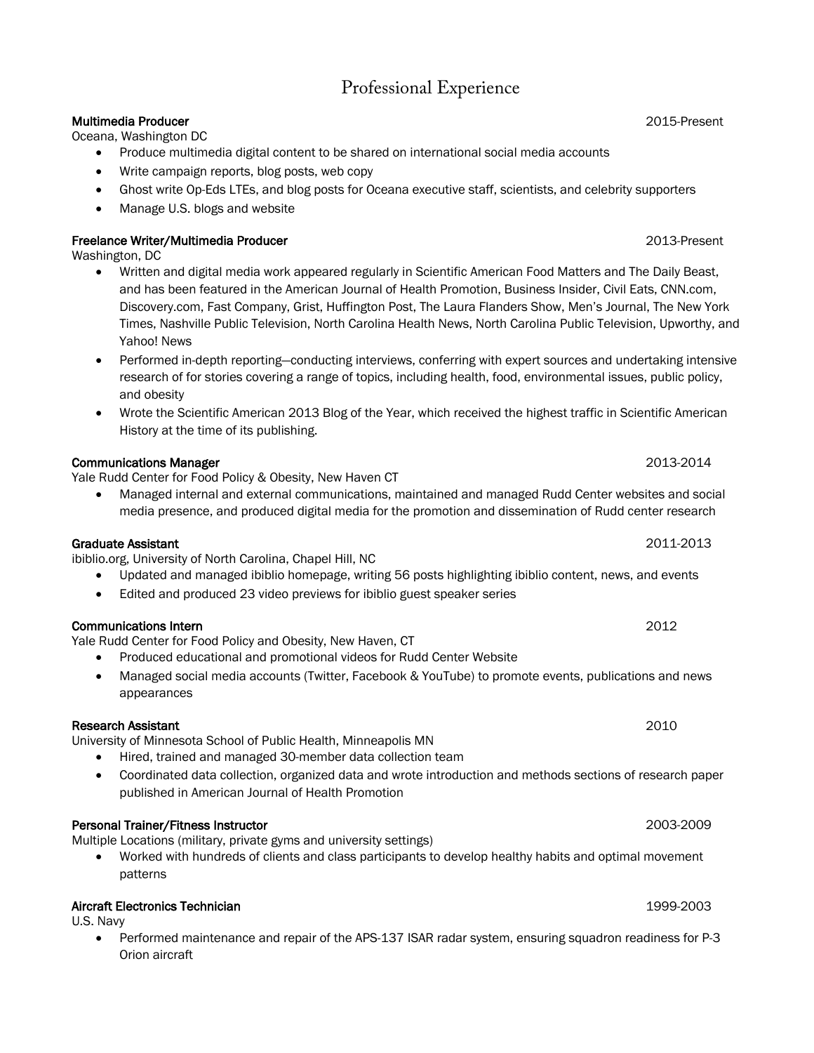# Professional Experience

**Multimedia Producer** 2015-Present
Oceana, Washington DC

- Produce multimedia digital content to be shared on international social media accounts
- Write campaign reports, blog posts, web copy
- Ghost write Op-Eds LTEs, and blog posts for Oceana executive staff, scientists, and celebrity supporters
- Manage U.S. blogs and website

**Freelance Writer/Multimedia Producer** 2013-Present
Washington, DC

- Written and digital media work appeared regularly in Scientific American Food Matters and The Daily Beast, and has been featured in the American Journal of Health Promotion, Business Insider, Civil Eats, CNN.com, Discovery.com, Fast Company, Grist, Huffington Post, The Laura Flanders Show, Men's Journal, The New York Times, Nashville Public Television, North Carolina Health News, North Carolina Public Television, Upworthy, and Yahoo! News
- Performed in-depth reporting—conducting interviews, conferring with expert sources and undertaking intensive research of for stories covering a range of topics, including health, food, environmental issues, public policy, and obesity
- Wrote the Scientific American 2013 Blog of the Year, which received the highest traffic in Scientific American History at the time of its publishing.

**Communications Manager** 2013-2014
Yale Rudd Center for Food Policy & Obesity, New Haven CT

- Managed internal and external communications, maintained and managed Rudd Center websites and social media presence, and produced digital media for the promotion and dissemination of Rudd center research

**Graduate Assistant** 2011-2013
ibiblio.org, University of North Carolina, Chapel Hill, NC

- Updated and managed ibiblio homepage, writing 56 posts highlighting ibiblio content, news, and events
- Edited and produced 23 video previews for ibiblio guest speaker series

**Communications Intern** 2012
Yale Rudd Center for Food Policy and Obesity, New Haven, CT

- Produced educational and promotional videos for Rudd Center Website
- Managed social media accounts (Twitter, Facebook & YouTube) to promote events, publications and news appearances

**Research Assistant** 2010
University of Minnesota School of Public Health, Minneapolis MN

- Hired, trained and managed 30-member data collection team
- Coordinated data collection, organized data and wrote introduction and methods sections of research paper published in American Journal of Health Promotion

**Personal Trainer/Fitness Instructor** 2003-2009
Multiple Locations (military, private gyms and university settings)

- Worked with hundreds of clients and class participants to develop healthy habits and optimal movement patterns

**Aircraft Electronics Technician** 1999-2003
U.S. Navy

- Performed maintenance and repair of the APS-137 ISAR radar system, ensuring squadron readiness for P-3 Orion aircraft